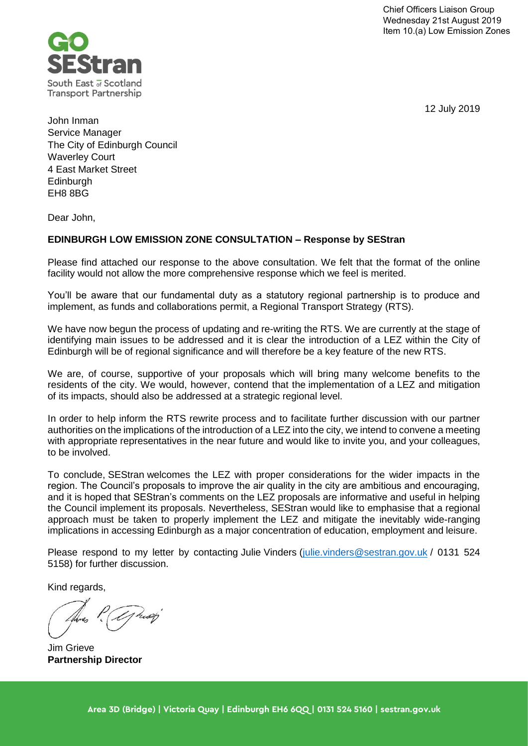Chief Officers Liaison Group
Wednesday 21st August 2019
Item 10.(a) Low Emission Zones

GO SEStran
South East of Scotland
Transport Partnership

12 July 2019

John Inman
Service Manager
The City of Edinburgh Council
Waverley Court
4 East Market Street
Edinburgh
EH8 8BG

Dear John,

**EDINBURGH LOW EMISSION ZONE CONSULTATION – Response by SEStran**

Please find attached our response to the above consultation. We felt that the format of the online facility would not allow the more comprehensive response which we feel is merited.

You'll be aware that our fundamental duty as a statutory regional partnership is to produce and implement, as funds and collaborations permit, a Regional Transport Strategy (RTS).

We have now begun the process of updating and re-writing the RTS. We are currently at the stage of identifying main issues to be addressed and it is clear the introduction of a LEZ within the City of Edinburgh will be of regional significance and will therefore be a key feature of the new RTS.

We are, of course, supportive of your proposals which will bring many welcome benefits to the residents of the city. We would, however, contend that the implementation of a LEZ and mitigation of its impacts, should also be addressed at a strategic regional level.

In order to help inform the RTS rewrite process and to facilitate further discussion with our partner authorities on the implications of the introduction of a LEZ into the city, we intend to convene a meeting with appropriate representatives in the near future and would like to invite you, and your colleagues, to be involved.

To conclude, SEStran welcomes the LEZ with proper considerations for the wider impacts in the region. The Council's proposals to improve the air quality in the city are ambitious and encouraging, and it is hoped that SEStran's comments on the LEZ proposals are informative and useful in helping the Council implement its proposals. Nevertheless, SEStran would like to emphasise that a regional approach must be taken to properly implement the LEZ and mitigate the inevitably wide-ranging implications in accessing Edinburgh as a major concentration of education, employment and leisure.

Please respond to my letter by contacting Julie Vinders (julie.vinders@sestran.gov.uk / 0131 524 5158) for further discussion.

Kind regards,

Jim Grieve
**Partnership Director**

Area 3D (Bridge) | Victoria Quay | Edinburgh EH6 6QQ | 0131 524 5160 | sestran.gov.uk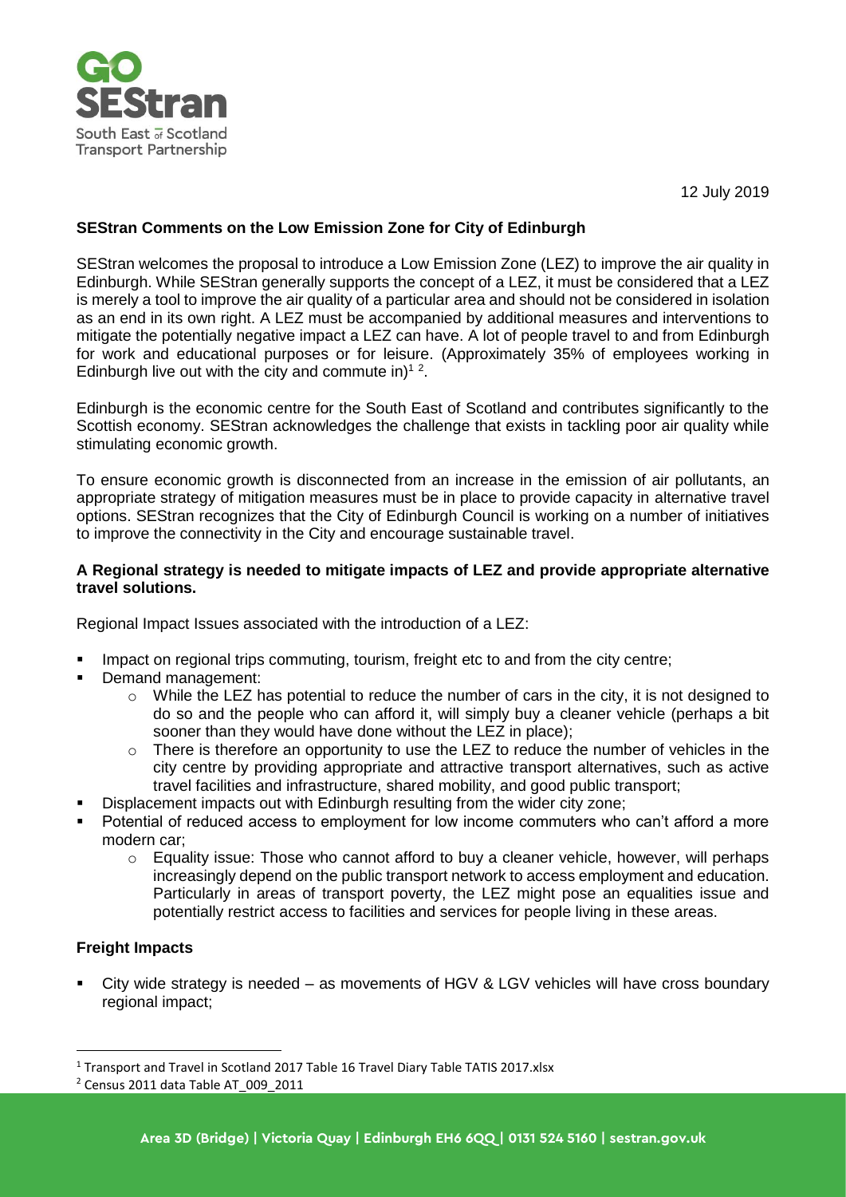12 July 2019

**SEStran Comments on the Low Emission Zone for City of Edinburgh**

SEStran welcomes the proposal to introduce a Low Emission Zone (LEZ) to improve the air quality in Edinburgh. While SEStran generally supports the concept of a LEZ, it must be considered that a LEZ is merely a tool to improve the air quality of a particular area and should not be considered in isolation as an end in its own right. A LEZ must be accompanied by additional measures and interventions to mitigate the potentially negative impact a LEZ can have. A lot of people travel to and from Edinburgh for work and educational purposes or for leisure. (Approximately 35% of employees working in Edinburgh live out with the city and commute in)[1 2].

Edinburgh is the economic centre for the South East of Scotland and contributes significantly to the Scottish economy. SEStran acknowledges the challenge that exists in tackling poor air quality while stimulating economic growth.

To ensure economic growth is disconnected from an increase in the emission of air pollutants, an appropriate strategy of mitigation measures must be in place to provide capacity in alternative travel options. SEStran recognizes that the City of Edinburgh Council is working on a number of initiatives to improve the connectivity in the City and encourage sustainable travel.

**A Regional strategy is needed to mitigate impacts of LEZ and provide appropriate alternative travel solutions.**

Regional Impact Issues associated with the introduction of a LEZ:

- Impact on regional trips commuting, tourism, freight etc to and from the city centre;
- Demand management:
    - While the LEZ has potential to reduce the number of cars in the city, it is not designed to do so and the people who can afford it, will simply buy a cleaner vehicle (perhaps a bit sooner than they would have done without the LEZ in place);
    - There is therefore an opportunity to use the LEZ to reduce the number of vehicles in the city centre by providing appropriate and attractive transport alternatives, such as active travel facilities and infrastructure, shared mobility, and good public transport;
- Displacement impacts out with Edinburgh resulting from the wider city zone;
- Potential of reduced access to employment for low income commuters who can't afford a more modern car;
    - Equality issue: Those who cannot afford to buy a cleaner vehicle, however, will perhaps increasingly depend on the public transport network to access employment and education. Particularly in areas of transport poverty, the LEZ might pose an equalities issue and potentially restrict access to facilities and services for people living in these areas.

**Freight Impacts**

- City wide strategy is needed – as movements of HGV & LGV vehicles will have cross boundary regional impact;

[1] Transport and Travel in Scotland 2017 Table 16 Travel Diary Table TATIS 2017.xlsx

[2] Census 2011 data Table AT_009_2011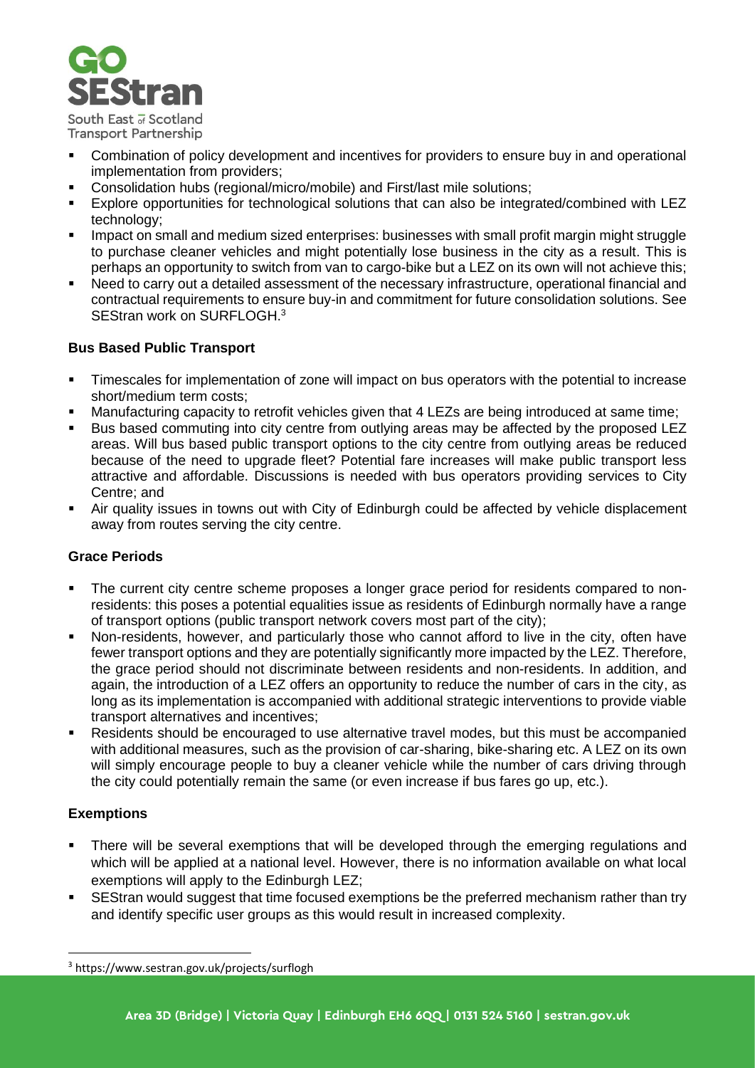- Combination of policy development and incentives for providers to ensure buy in and operational implementation from providers;
- Consolidation hubs (regional/micro/mobile) and First/last mile solutions;
- Explore opportunities for technological solutions that can also be integrated/combined with LEZ technology;
- Impact on small and medium sized enterprises: businesses with small profit margin might struggle to purchase cleaner vehicles and might potentially lose business in the city as a result. This is perhaps an opportunity to switch from van to cargo-bike but a LEZ on its own will not achieve this;
- Need to carry out a detailed assessment of the necessary infrastructure, operational financial and contractual requirements to ensure buy-in and commitment for future consolidation solutions. See SEStran work on SURFLOGH.[3]

**Bus Based Public Transport**

- Timescales for implementation of zone will impact on bus operators with the potential to increase short/medium term costs;
- Manufacturing capacity to retrofit vehicles given that 4 LEZs are being introduced at same time;
- Bus based commuting into city centre from outlying areas may be affected by the proposed LEZ areas. Will bus based public transport options to the city centre from outlying areas be reduced because of the need to upgrade fleet? Potential fare increases will make public transport less attractive and affordable. Discussions is needed with bus operators providing services to City Centre; and
- Air quality issues in towns out with City of Edinburgh could be affected by vehicle displacement away from routes serving the city centre.

**Grace Periods**

- The current city centre scheme proposes a longer grace period for residents compared to non-residents: this poses a potential equalities issue as residents of Edinburgh normally have a range of transport options (public transport network covers most part of the city);
- Non-residents, however, and particularly those who cannot afford to live in the city, often have fewer transport options and they are potentially significantly more impacted by the LEZ. Therefore, the grace period should not discriminate between residents and non-residents. In addition, and again, the introduction of a LEZ offers an opportunity to reduce the number of cars in the city, as long as its implementation is accompanied with additional strategic interventions to provide viable transport alternatives and incentives;
- Residents should be encouraged to use alternative travel modes, but this must be accompanied with additional measures, such as the provision of car-sharing, bike-sharing etc. A LEZ on its own will simply encourage people to buy a cleaner vehicle while the number of cars driving through the city could potentially remain the same (or even increase if bus fares go up, etc.).

**Exemptions**

- There will be several exemptions that will be developed through the emerging regulations and which will be applied at a national level. However, there is no information available on what local exemptions will apply to the Edinburgh LEZ;
- SEStran would suggest that time focused exemptions be the preferred mechanism rather than try and identify specific user groups as this would result in increased complexity.

[3] https://www.sestran.gov.uk/projects/surflogh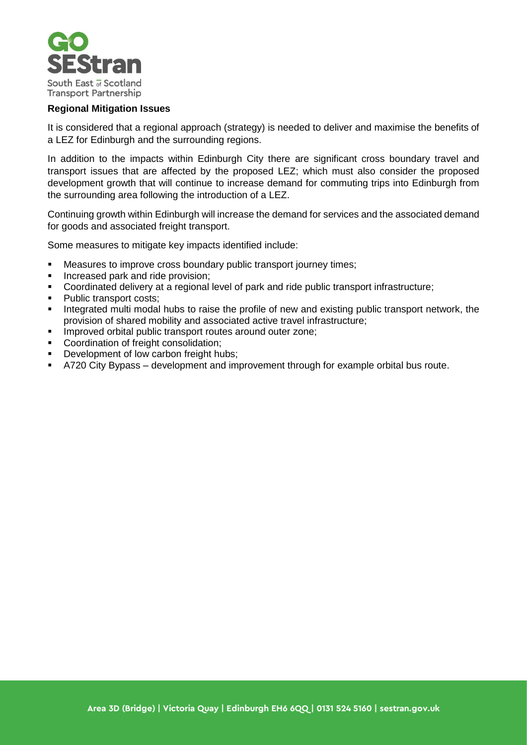**Regional Mitigation Issues**

It is considered that a regional approach (strategy) is needed to deliver and maximise the benefits of a LEZ for Edinburgh and the surrounding regions.

In addition to the impacts within Edinburgh City there are significant cross boundary travel and transport issues that are affected by the proposed LEZ; which must also consider the proposed development growth that will continue to increase demand for commuting trips into Edinburgh from the surrounding area following the introduction of a LEZ.

Continuing growth within Edinburgh will increase the demand for services and the associated demand for goods and associated freight transport.

Some measures to mitigate key impacts identified include:

- Measures to improve cross boundary public transport journey times;
- Increased park and ride provision;
- Coordinated delivery at a regional level of park and ride public transport infrastructure;
- Public transport costs;
- Integrated multi modal hubs to raise the profile of new and existing public transport network, the provision of shared mobility and associated active travel infrastructure;
- Improved orbital public transport routes around outer zone;
- Coordination of freight consolidation;
- Development of low carbon freight hubs;
- A720 City Bypass – development and improvement through for example orbital bus route.